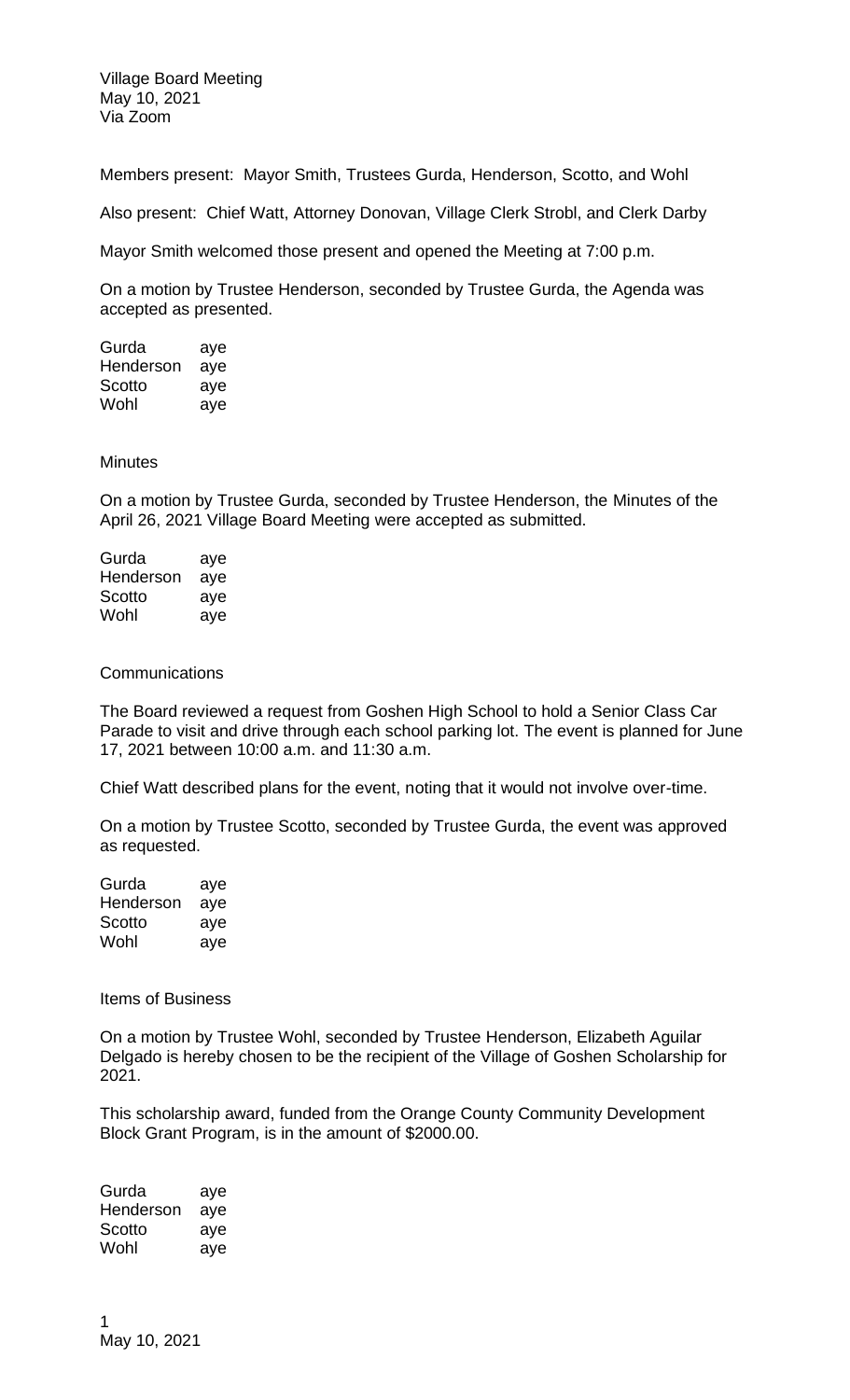Village Board Meeting
May 10, 2021
Via Zoom

Members present: Mayor Smith, Trustees Gurda, Henderson, Scotto, and Wohl

Also present: Chief Watt, Attorney Donovan, Village Clerk Strobl, and Clerk Darby

Mayor Smith welcomed those present and opened the Meeting at 7:00 p.m.

On a motion by Trustee Henderson, seconded by Trustee Gurda, the Agenda was accepted as presented.

| | |
|---|---|
| Gurda | aye |
| Henderson | aye |
| Scotto | aye |
| Wohl | aye |

Minutes

On a motion by Trustee Gurda, seconded by Trustee Henderson, the Minutes of the April 26, 2021 Village Board Meeting were accepted as submitted.

| | |
|---|---|
| Gurda | aye |
| Henderson | aye |
| Scotto | aye |
| Wohl | aye |

Communications

The Board reviewed a request from Goshen High School to hold a Senior Class Car Parade to visit and drive through each school parking lot. The event is planned for June 17, 2021 between 10:00 a.m. and 11:30 a.m.

Chief Watt described plans for the event, noting that it would not involve over-time.

On a motion by Trustee Scotto, seconded by Trustee Gurda, the event was approved as requested.

| | |
|---|---|
| Gurda | aye |
| Henderson | aye |
| Scotto | aye |
| Wohl | aye |

Items of Business

On a motion by Trustee Wohl, seconded by Trustee Henderson, Elizabeth Aguilar Delgado is hereby chosen to be the recipient of the Village of Goshen Scholarship for 2021.

This scholarship award, funded from the Orange County Community Development Block Grant Program, is in the amount of $2000.00.

| | |
|---|---|
| Gurda | aye |
| Henderson | aye |
| Scotto | aye |
| Wohl | aye |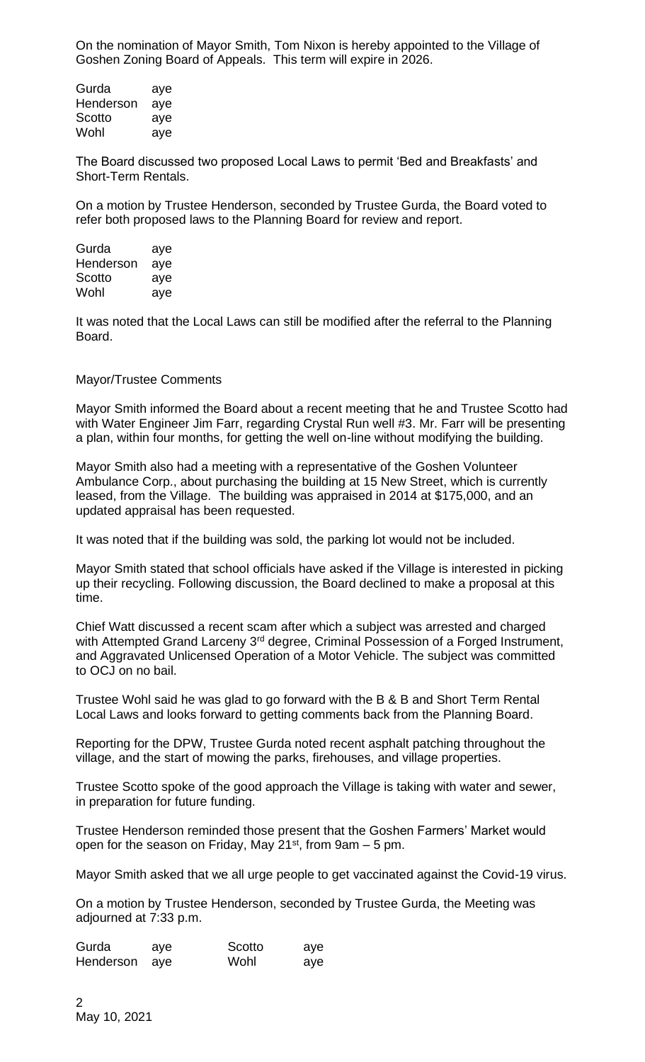On the nomination of Mayor Smith, Tom Nixon is hereby appointed to the Village of Goshen Zoning Board of Appeals. This term will expire in 2026.

| | |
|---|---|
| Gurda | aye |
| Henderson | aye |
| Scotto | aye |
| Wohl | aye |

The Board discussed two proposed Local Laws to permit 'Bed and Breakfasts' and Short-Term Rentals.

On a motion by Trustee Henderson, seconded by Trustee Gurda, the Board voted to refer both proposed laws to the Planning Board for review and report.

| | |
|---|---|
| Gurda | aye |
| Henderson | aye |
| Scotto | aye |
| Wohl | aye |

It was noted that the Local Laws can still be modified after the referral to the Planning Board.

Mayor/Trustee Comments

Mayor Smith informed the Board about a recent meeting that he and Trustee Scotto had with Water Engineer Jim Farr, regarding Crystal Run well #3. Mr. Farr will be presenting a plan, within four months, for getting the well on-line without modifying the building.

Mayor Smith also had a meeting with a representative of the Goshen Volunteer Ambulance Corp., about purchasing the building at 15 New Street, which is currently leased, from the Village. The building was appraised in 2014 at $175,000, and an updated appraisal has been requested.

It was noted that if the building was sold, the parking lot would not be included.

Mayor Smith stated that school officials have asked if the Village is interested in picking up their recycling. Following discussion, the Board declined to make a proposal at this time.

Chief Watt discussed a recent scam after which a subject was arrested and charged with Attempted Grand Larceny 3rd degree, Criminal Possession of a Forged Instrument, and Aggravated Unlicensed Operation of a Motor Vehicle. The subject was committed to OCJ on no bail.

Trustee Wohl said he was glad to go forward with the B & B and Short Term Rental Local Laws and looks forward to getting comments back from the Planning Board.

Reporting for the DPW, Trustee Gurda noted recent asphalt patching throughout the village, and the start of mowing the parks, firehouses, and village properties.

Trustee Scotto spoke of the good approach the Village is taking with water and sewer, in preparation for future funding.

Trustee Henderson reminded those present that the Goshen Farmers' Market would open for the season on Friday, May 21st, from 9am – 5 pm.

Mayor Smith asked that we all urge people to get vaccinated against the Covid-19 virus.

On a motion by Trustee Henderson, seconded by Trustee Gurda, the Meeting was adjourned at 7:33 p.m.

| | | | |
|---|---|---|---|
| Gurda | aye | Scotto | aye |
| Henderson | aye | Wohl | aye |

May 10, 2021